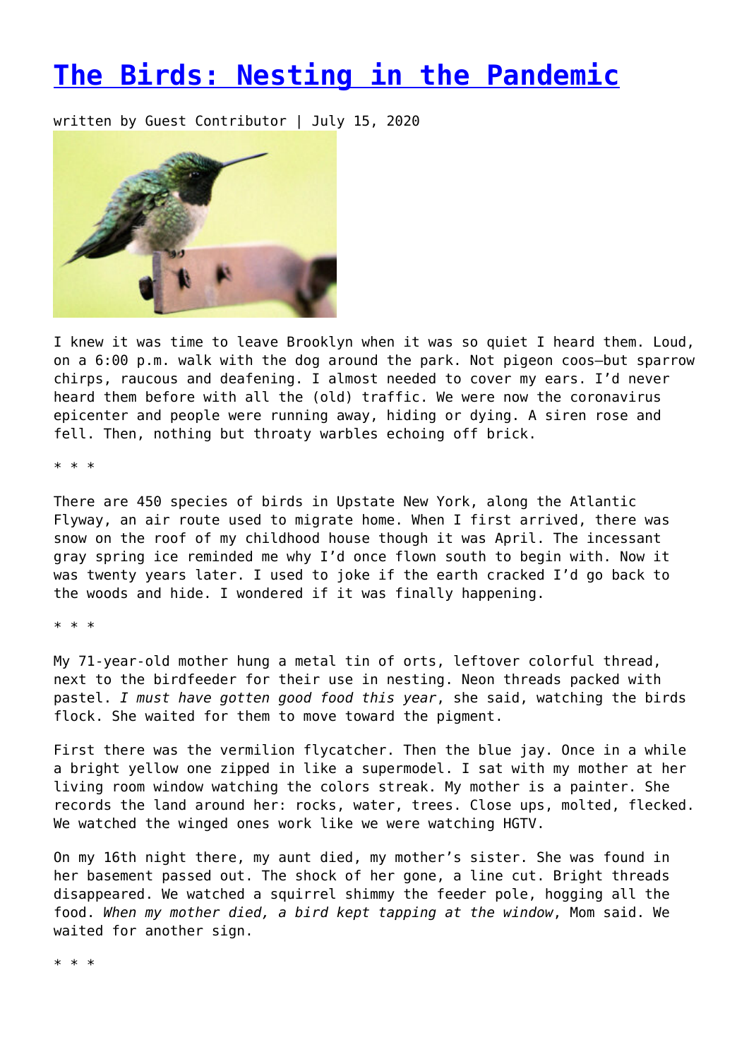# The Birds: Nesting in the Pandemic

written by Guest Contributor | July 15, 2020

I knew it was time to leave Brooklyn when it was so quiet I heard them. Loud, on a 6:00 p.m. walk with the dog around the park. Not pigeon coos—but sparrow chirps, raucous and deafening. I almost needed to cover my ears. I'd never heard them before with all the (old) traffic. We were now the coronavirus epicenter and people were running away, hiding or dying. A siren rose and fell. Then, nothing but throaty warbles echoing off brick.

* * *

There are 450 species of birds in Upstate New York, along the Atlantic Flyway, an air route used to migrate home. When I first arrived, there was snow on the roof of my childhood house though it was April. The incessant gray spring ice reminded me why I'd once flown south to begin with. Now it was twenty years later. I used to joke if the earth cracked I'd go back to the woods and hide. I wondered if it was finally happening.

* * *

My 71-year-old mother hung a metal tin of orts, leftover colorful thread, next to the birdfeeder for their use in nesting. Neon threads packed with pastel. *I must have gotten good food this year*, she said, watching the birds flock. She waited for them to move toward the pigment.

First there was the vermilion flycatcher. Then the blue jay. Once in a while a bright yellow one zipped in like a supermodel. I sat with my mother at her living room window watching the colors streak. My mother is a painter. She records the land around her: rocks, water, trees. Close ups, molted, flecked. We watched the winged ones work like we were watching HGTV.

On my 16th night there, my aunt died, my mother's sister. She was found in her basement passed out. The shock of her gone, a line cut. Bright threads disappeared. We watched a squirrel shimmy the feeder pole, hogging all the food. *When my mother died, a bird kept tapping at the window*, Mom said. We waited for another sign.

* * *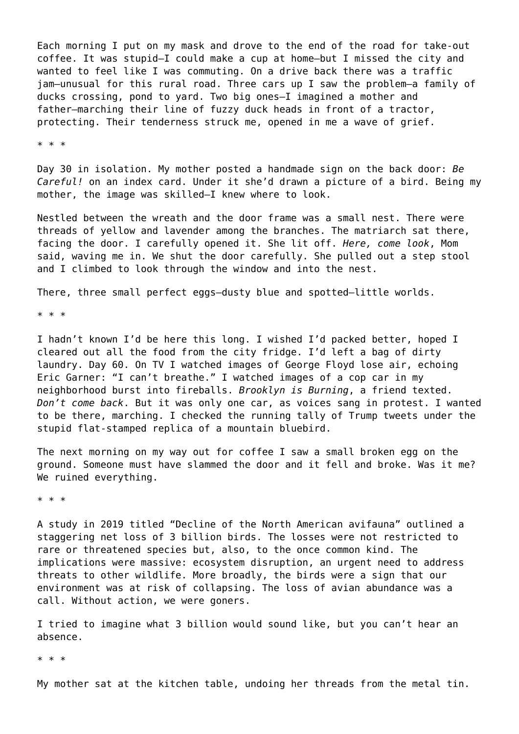Each morning I put on my mask and drove to the end of the road for take-out coffee. It was stupid—I could make a cup at home—but I missed the city and wanted to feel like I was commuting. On a drive back there was a traffic jam—unusual for this rural road. Three cars up I saw the problem—a family of ducks crossing, pond to yard. Two big ones—I imagined a mother and father—marching their line of fuzzy duck heads in front of a tractor, protecting. Their tenderness struck me, opened in me a wave of grief.

* * *

Day 30 in isolation. My mother posted a handmade sign on the back door: *Be Careful!* on an index card. Under it she'd drawn a picture of a bird. Being my mother, the image was skilled—I knew where to look.

Nestled between the wreath and the door frame was a small nest. There were threads of yellow and lavender among the branches. The matriarch sat there, facing the door. I carefully opened it. She lit off. *Here, come look*, Mom said, waving me in. We shut the door carefully. She pulled out a step stool and I climbed to look through the window and into the nest.

There, three small perfect eggs—dusty blue and spotted—little worlds.

* * *

I hadn't known I'd be here this long. I wished I'd packed better, hoped I cleared out all the food from the city fridge. I'd left a bag of dirty laundry. Day 60. On TV I watched images of George Floyd lose air, echoing Eric Garner: "I can't breathe." I watched images of a cop car in my neighborhood burst into fireballs. *Brooklyn is Burning*, a friend texted. *Don't come back*. But it was only one car, as voices sang in protest. I wanted to be there, marching. I checked the running tally of Trump tweets under the stupid flat-stamped replica of a mountain bluebird.

The next morning on my way out for coffee I saw a small broken egg on the ground. Someone must have slammed the door and it fell and broke. Was it me? We ruined everything.

* * *

A study in 2019 titled "Decline of the North American avifauna" outlined a staggering net loss of 3 billion birds. The losses were not restricted to rare or threatened species but, also, to the once common kind. The implications were massive: ecosystem disruption, an urgent need to address threats to other wildlife. More broadly, the birds were a sign that our environment was at risk of collapsing. The loss of avian abundance was a call. Without action, we were goners.

I tried to imagine what 3 billion would sound like, but you can't hear an absence.

* * *

My mother sat at the kitchen table, undoing her threads from the metal tin.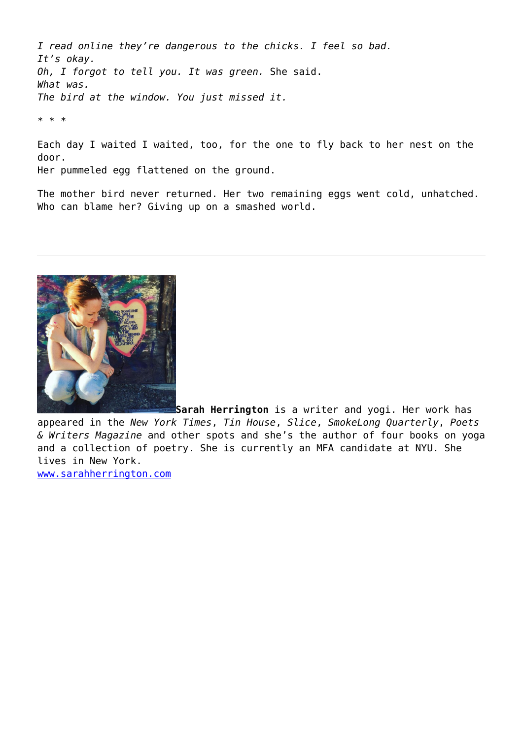*I read online they're dangerous to the chicks. I feel so bad.*
*It's okay.*
*Oh, I forgot to tell you. It was green.* She said.
*What was.*
*The bird at the window. You just missed it.*

* * *

Each day I waited I waited, too, for the one to fly back to her nest on the door.
Her pummeled egg flattened on the ground.

The mother bird never returned. Her two remaining eggs went cold, unhatched. Who can blame her? Giving up on a smashed world.

---

**Sarah Herrington** is a writer and yogi. Her work has appeared in the *New York Times*, *Tin House*, *Slice*, *SmokeLong Quarterly*, *Poets & Writers Magazine* and other spots and she's the author of four books on yoga and a collection of poetry. She is currently an MFA candidate at NYU. She lives in New York.
[www.sarahherrington.com](http://www.sarahherrington.com)